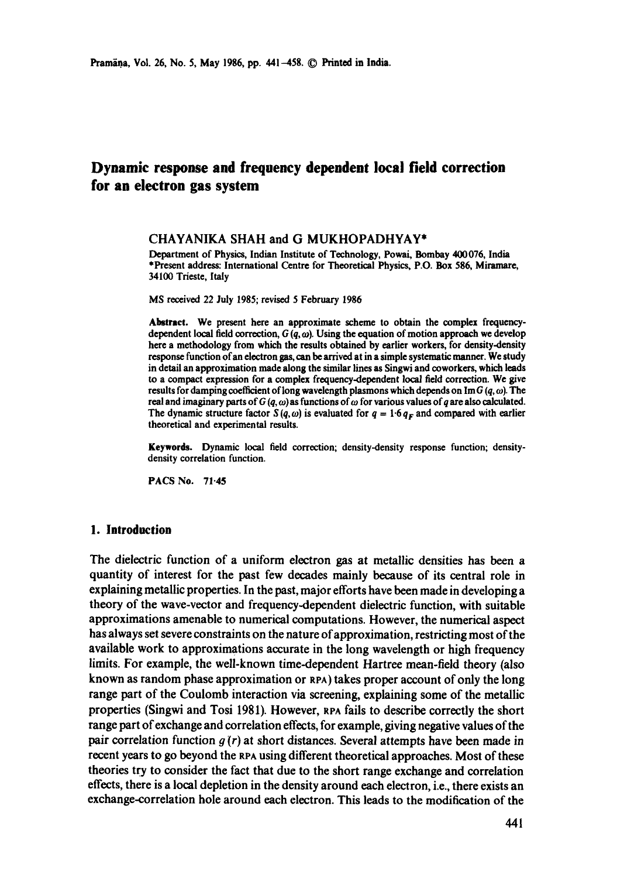# Dynamic response and frequency dependent local field correction for an electron gas system

CHAYANIKA SHAH and G MUKHOPADHYAY*

Department of Physics, Indian Institute of Technology, Powai, Bombay 400076, India
*Present address: International Centre for Theoretical Physics, P.O. Box 586, Miramare, 34100 Trieste, Italy

MS received 22 July 1985; revised 5 February 1986

**Abstract.** We present here an approximate scheme to obtain the complex frequency-dependent local field correction, $G(q, \omega)$. Using the equation of motion approach we develop here a methodology from which the results obtained by earlier workers, for density-density response function of an electron gas, can be arrived at in a simple systematic manner. We study in detail an approximation made along the similar lines as Singwi and coworkers, which leads to a compact expression for a complex frequency-dependent local field correction. We give results for damping coefficient of long wavelength plasmons which depends on $\mathrm{Im}\, G(q, \omega)$. The real and imaginary parts of $G(q, \omega)$ as functions of $\omega$ for various values of $q$ are also calculated. The dynamic structure factor $S(q, \omega)$ is evaluated for $q = 1{\cdot}6\, q_F$ and compared with earlier theoretical and experimental results.

**Keywords.** Dynamic local field correction; density-density response function; density-density correlation function.

PACS No. 71·45

## 1. Introduction

The dielectric function of a uniform electron gas at metallic densities has been a quantity of interest for the past few decades mainly because of its central role in explaining metallic properties. In the past, major efforts have been made in developing a theory of the wave-vector and frequency-dependent dielectric function, with suitable approximations amenable to numerical computations. However, the numerical aspect has always set severe constraints on the nature of approximation, restricting most of the available work to approximations accurate in the long wavelength or high frequency limits. For example, the well-known time-dependent Hartree mean-field theory (also known as random phase approximation or RPA) takes proper account of only the long range part of the Coulomb interaction via screening, explaining some of the metallic properties (Singwi and Tosi 1981). However, RPA fails to describe correctly the short range part of exchange and correlation effects, for example, giving negative values of the pair correlation function $g(r)$ at short distances. Several attempts have been made in recent years to go beyond the RPA using different theoretical approaches. Most of these theories try to consider the fact that due to the short range exchange and correlation effects, there is a local depletion in the density around each electron, i.e., there exists an exchange-correlation hole around each electron. This leads to the modification of the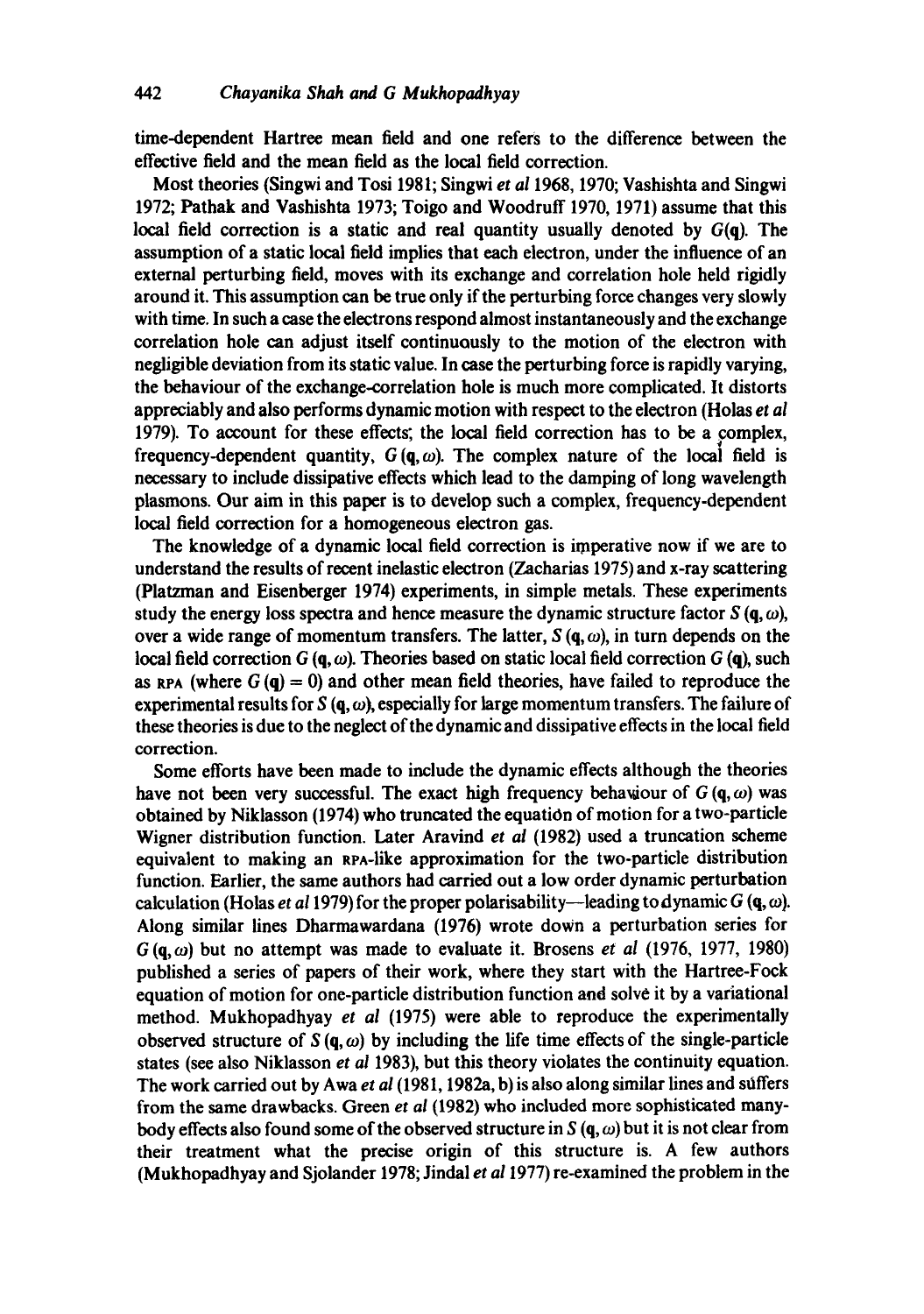time-dependent Hartree mean field and one refers to the difference between the effective field and the mean field as the local field correction.

Most theories (Singwi and Tosi 1981; Singwi *et al* 1968, 1970; Vashishta and Singwi 1972; Pathak and Vashishta 1973; Toigo and Woodruff 1970, 1971) assume that this local field correction is a static and real quantity usually denoted by $G(\mathbf{q})$. The assumption of a static local field implies that each electron, under the influence of an external perturbing field, moves with its exchange and correlation hole held rigidly around it. This assumption can be true only if the perturbing force changes very slowly with time. In such a case the electrons respond almost instantaneously and the exchange correlation hole can adjust itself continuously to the motion of the electron with negligible deviation from its static value. In case the perturbing force is rapidly varying, the behaviour of the exchange-correlation hole is much more complicated. It distorts appreciably and also performs dynamic motion with respect to the electron (Holas *et al* 1979). To account for these effects, the local field correction has to be a complex, frequency-dependent quantity, $G(\mathbf{q}, \omega)$. The complex nature of the local field is necessary to include dissipative effects which lead to the damping of long wavelength plasmons. Our aim in this paper is to develop such a complex, frequency-dependent local field correction for a homogeneous electron gas.

The knowledge of a dynamic local field correction is imperative now if we are to understand the results of recent inelastic electron (Zacharias 1975) and x-ray scattering (Platzman and Eisenberger 1974) experiments, in simple metals. These experiments study the energy loss spectra and hence measure the dynamic structure factor $S(\mathbf{q}, \omega)$, over a wide range of momentum transfers. The latter, $S(\mathbf{q}, \omega)$, in turn depends on the local field correction $G(\mathbf{q}, \omega)$. Theories based on static local field correction $G(\mathbf{q})$, such as RPA (where $G(\mathbf{q}) = 0$) and other mean field theories, have failed to reproduce the experimental results for $S(\mathbf{q}, \omega)$, especially for large momentum transfers. The failure of these theories is due to the neglect of the dynamic and dissipative effects in the local field correction.

Some efforts have been made to include the dynamic effects although the theories have not been very successful. The exact high frequency behaviour of $G(\mathbf{q}, \omega)$ was obtained by Niklasson (1974) who truncated the equation of motion for a two-particle Wigner distribution function. Later Aravind *et al* (1982) used a truncation scheme equivalent to making an RPA-like approximation for the two-particle distribution function. Earlier, the same authors had carried out a low order dynamic perturbation calculation (Holas *et al* 1979) for the proper polarisability—leading to dynamic $G(\mathbf{q}, \omega)$. Along similar lines Dharmawardana (1976) wrote down a perturbation series for $G(\mathbf{q}, \omega)$ but no attempt was made to evaluate it. Brosens *et al* (1976, 1977, 1980) published a series of papers of their work, where they start with the Hartree-Fock equation of motion for one-particle distribution function and solve it by a variational method. Mukhopadhyay *et al* (1975) were able to reproduce the experimentally observed structure of $S(\mathbf{q}, \omega)$ by including the life time effects of the single-particle states (see also Niklasson *et al* 1983), but this theory violates the continuity equation. The work carried out by Awa *et al* (1981, 1982a, b) is also along similar lines and suffers from the same drawbacks. Green *et al* (1982) who included more sophisticated many-body effects also found some of the observed structure in $S(\mathbf{q}, \omega)$ but it is not clear from their treatment what the precise origin of this structure is. A few authors (Mukhopadhyay and Sjolander 1978; Jindal *et al* 1977) re-examined the problem in the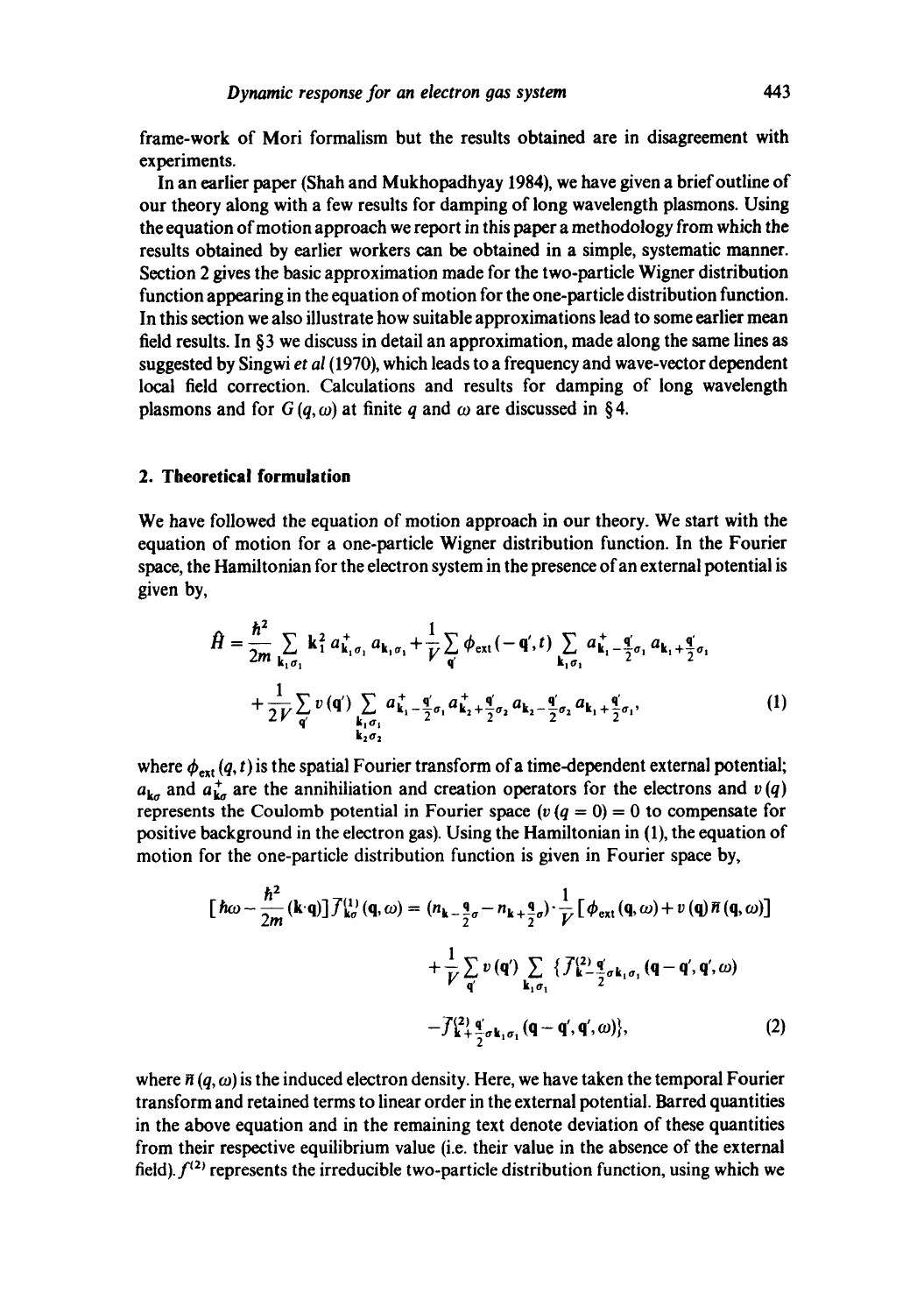frame-work of Mori formalism but the results obtained are in disagreement with experiments.

In an earlier paper (Shah and Mukhopadhyay 1984), we have given a brief outline of our theory along with a few results for damping of long wavelength plasmons. Using the equation of motion approach we report in this paper a methodology from which the results obtained by earlier workers can be obtained in a simple, systematic manner. Section 2 gives the basic approximation made for the two-particle Wigner distribution function appearing in the equation of motion for the one-particle distribution function. In this section we also illustrate how suitable approximations lead to some earlier mean field results. In §3 we discuss in detail an approximation, made along the same lines as suggested by Singwi *et al* (1970), which leads to a frequency and wave-vector dependent local field correction. Calculations and results for damping of long wavelength plasmons and for $G(q, \omega)$ at finite $q$ and $\omega$ are discussed in §4.

## 2. Theoretical formulation

We have followed the equation of motion approach in our theory. We start with the equation of motion for a one-particle Wigner distribution function. In the Fourier space, the Hamiltonian for the electron system in the presence of an external potential is given by,

$$\hat{H} = \frac{\hbar^2}{2m} \sum_{\mathbf{k}_1\sigma_1} \mathbf{k}_1^2 a^+_{\mathbf{k}_1\sigma_1} a_{\mathbf{k}_1\sigma_1} + \frac{1}{V} \sum_{\mathbf{q}'} \phi_{\text{ext}}(-\mathbf{q}', t) \sum_{\mathbf{k}_1\sigma_1} a^+_{\mathbf{k}_1 - \frac{\mathbf{q}'}{2}\sigma_1} a_{\mathbf{k}_1 + \frac{\mathbf{q}'}{2}\sigma_1}$$
$$+ \frac{1}{2V} \sum_{\mathbf{q}'} v(\mathbf{q}') \sum_{\substack{\mathbf{k}_1\sigma_1 \\ \mathbf{k}_2\sigma_2}} a^+_{\mathbf{k}_1 - \frac{\mathbf{q}'}{2}\sigma_1} a^+_{\mathbf{k}_2 + \frac{\mathbf{q}'}{2}\sigma_2} a_{\mathbf{k}_2 - \frac{\mathbf{q}'}{2}\sigma_2} a_{\mathbf{k}_1 + \frac{\mathbf{q}'}{2}\sigma_1}, \tag{1}$$

where $\phi_{\text{ext}}(q, t)$ is the spatial Fourier transform of a time-dependent external potential; $a_{\mathbf{k}\sigma}$ and $a^+_{\mathbf{k}\sigma}$ are the annihiliation and creation operators for the electrons and $v(q)$ represents the Coulomb potential in Fourier space ($v(q=0) = 0$ to compensate for positive background in the electron gas). Using the Hamiltonian in (1), the equation of motion for the one-particle distribution function is given in Fourier space by,

$$\left[\hbar\omega - \frac{\hbar^2}{2m}(\mathbf{k}\cdot\mathbf{q})\right] \bar{f}^{(1)}_{\mathbf{k}\sigma}(\mathbf{q}, \omega) = (n_{\mathbf{k}-\frac{\mathbf{q}}{2}\sigma} - n_{\mathbf{k}+\frac{\mathbf{q}}{2}\sigma}) \cdot \frac{1}{V} \left[\phi_{\text{ext}}(\mathbf{q}, \omega) + v(\mathbf{q}) \bar{n}(\mathbf{q}, \omega)\right]$$
$$+ \frac{1}{V} \sum_{\mathbf{q}'} v(\mathbf{q}') \sum_{\mathbf{k}_1\sigma_1} \{\bar{f}^{(2)}_{\mathbf{k}-\frac{\mathbf{q}'}{2}\sigma\mathbf{k}_1\sigma_1}(\mathbf{q}-\mathbf{q}', \mathbf{q}', \omega)$$
$$- \bar{f}^{(2)}_{\mathbf{k}+\frac{\mathbf{q}'}{2}\sigma\mathbf{k}_1\sigma_1}(\mathbf{q}-\mathbf{q}', \mathbf{q}', \omega)\}, \tag{2}$$

where $\bar{n}(q, \omega)$ is the induced electron density. Here, we have taken the temporal Fourier transform and retained terms to linear order in the external potential. Barred quantities in the above equation and in the remaining text denote deviation of these quantities from their respective equilibrium value (i.e. their value in the absence of the external field). $f^{(2)}$ represents the irreducible two-particle distribution function, using which we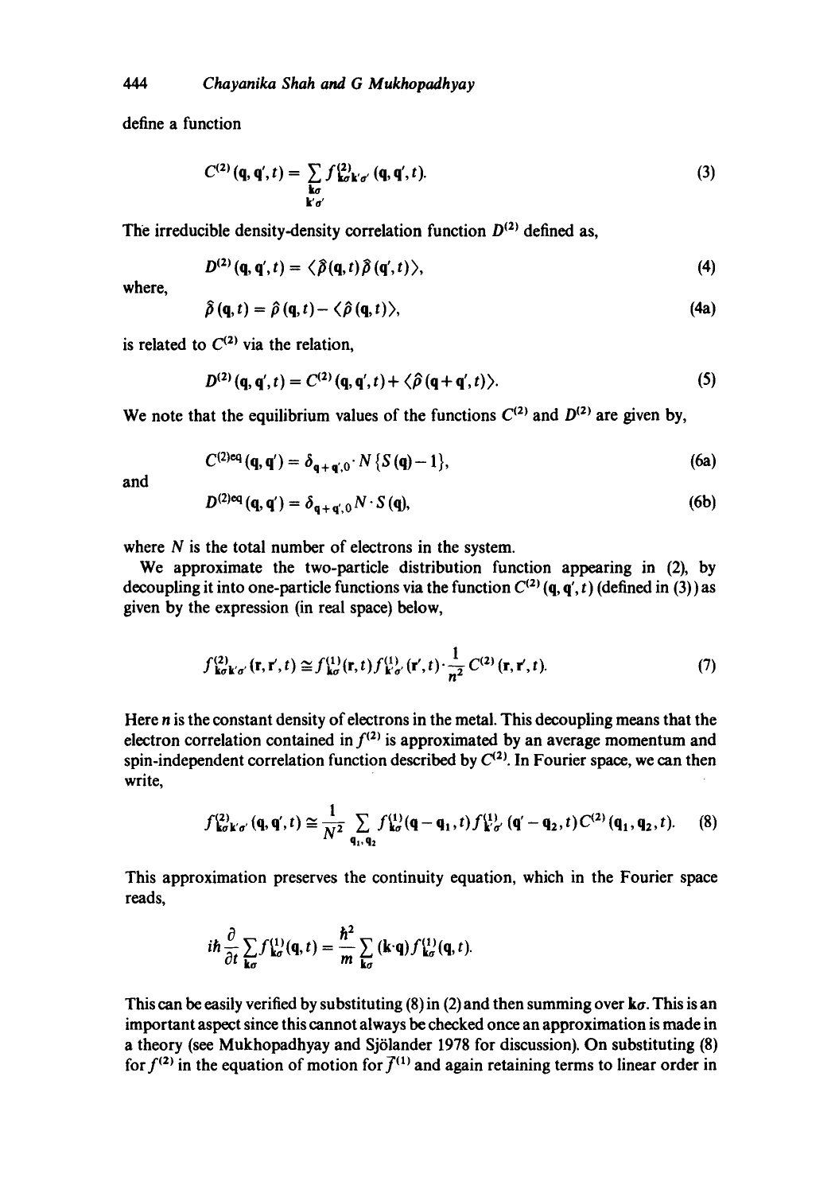define a function

$$C^{(2)}(\mathbf{q}, \mathbf{q}', t) = \sum_{\substack{\mathbf{k}\sigma \\ \mathbf{k}'\sigma'}} f^{(2)}_{\mathbf{k}\sigma\mathbf{k}'\sigma'}(\mathbf{q}, \mathbf{q}', t). \tag{3}$$

The irreducible density-density correlation function $D^{(2)}$ defined as,

$$D^{(2)}(\mathbf{q}, \mathbf{q}', t) = \langle \tilde{\rho}(\mathbf{q}, t)\tilde{\rho}(\mathbf{q}', t)\rangle, \tag{4}$$

where,

$$\tilde{\rho}(\mathbf{q}, t) = \hat{\rho}(\mathbf{q}, t) - \langle \hat{\rho}(\mathbf{q}, t)\rangle, \tag{4a}$$

is related to $C^{(2)}$ via the relation,

$$D^{(2)}(\mathbf{q}, \mathbf{q}', t) = C^{(2)}(\mathbf{q}, \mathbf{q}', t) + \langle \hat{\rho}(\mathbf{q} + \mathbf{q}', t)\rangle. \tag{5}$$

We note that the equilibrium values of the functions $C^{(2)}$ and $D^{(2)}$ are given by,

$$C^{(2)\mathrm{eq}}(\mathbf{q}, \mathbf{q}') = \delta_{\mathbf{q}+\mathbf{q}',0} \cdot N\{S(\mathbf{q}) - 1\}, \tag{6a}$$

and

$$D^{(2)\mathrm{eq}}(\mathbf{q}, \mathbf{q}') = \delta_{\mathbf{q}+\mathbf{q}',0} N \cdot S(\mathbf{q}), \tag{6b}$$

where $N$ is the total number of electrons in the system.

We approximate the two-particle distribution function appearing in (2), by decoupling it into one-particle functions via the function $C^{(2)}(\mathbf{q}, \mathbf{q}', t)$ (defined in (3)) as given by the expression (in real space) below,

$$f^{(2)}_{\mathbf{k}\sigma\mathbf{k}'\sigma'}(\mathbf{r}, \mathbf{r}', t) \cong f^{(1)}_{\mathbf{k}\sigma}(\mathbf{r}, t) f^{(1)}_{\mathbf{k}'\sigma'}(\mathbf{r}', t) \cdot \frac{1}{n^2} C^{(2)}(\mathbf{r}, \mathbf{r}', t). \tag{7}$$

Here $n$ is the constant density of electrons in the metal. This decoupling means that the electron correlation contained in $f^{(2)}$ is approximated by an average momentum and spin-independent correlation function described by $C^{(2)}$. In Fourier space, we can then write,

$$f^{(2)}_{\mathbf{k}\sigma\mathbf{k}'\sigma'}(\mathbf{q}, \mathbf{q}', t) \cong \frac{1}{N^2} \sum_{\mathbf{q}_1, \mathbf{q}_2} f^{(1)}_{\mathbf{k}\sigma}(\mathbf{q} - \mathbf{q}_1, t) f^{(1)}_{\mathbf{k}'\sigma'}(\mathbf{q}' - \mathbf{q}_2, t) C^{(2)}(\mathbf{q}_1, \mathbf{q}_2, t). \tag{8}$$

This approximation preserves the continuity equation, which in the Fourier space reads,

$$i\hbar \frac{\partial}{\partial t} \sum_{\mathbf{k}\sigma} f^{(1)}_{\mathbf{k}\sigma}(\mathbf{q}, t) = \frac{\hbar^2}{m} \sum_{\mathbf{k}\sigma} (\mathbf{k} \cdot \mathbf{q}) f^{(1)}_{\mathbf{k}\sigma}(\mathbf{q}, t).$$

This can be easily verified by substituting (8) in (2) and then summing over $\mathbf{k}\sigma$. This is an important aspect since this cannot always be checked once an approximation is made in a theory (see Mukhopadhyay and Sjölander 1978 for discussion). On substituting (8) for $f^{(2)}$ in the equation of motion for $\bar{f}^{(1)}$ and again retaining terms to linear order in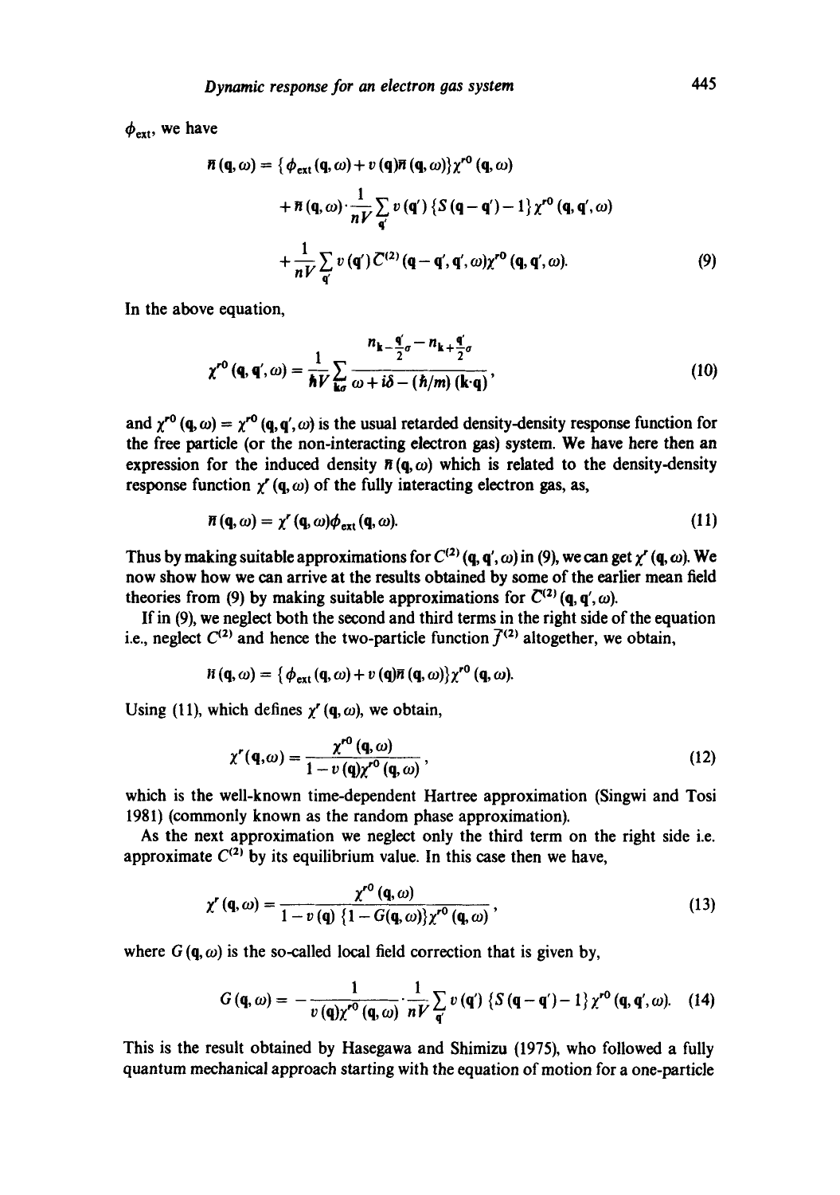$\phi_{\text{ext}}$, we have

$$\bar{n}(\mathbf{q},\omega) = \{\phi_{\text{ext}}(\mathbf{q},\omega) + v(\mathbf{q})\bar{n}(\mathbf{q},\omega)\}\chi^{r0}(\mathbf{q},\omega)$$
$$+ \bar{n}(\mathbf{q},\omega)\cdot\frac{1}{nV}\sum_{\mathbf{q}'} v(\mathbf{q}')\{S(\mathbf{q}-\mathbf{q}')-1\}\chi^{r0}(\mathbf{q},\mathbf{q}',\omega)$$
$$+ \frac{1}{nV}\sum_{\mathbf{q}'} v(\mathbf{q}')\bar{C}^{(2)}(\mathbf{q}-\mathbf{q}',\mathbf{q}',\omega)\chi^{r0}(\mathbf{q},\mathbf{q}',\omega). \tag{9}$$

In the above equation,

$$\chi^{r0}(\mathbf{q},\mathbf{q}',\omega) = \frac{1}{\hbar V}\sum_{\mathbf{k}\sigma}\frac{n_{\mathbf{k}-\frac{\mathbf{q}'}{2}\sigma} - n_{\mathbf{k}+\frac{\mathbf{q}'}{2}\sigma}}{\omega + i\delta - (\hbar/m)(\mathbf{k}\cdot\mathbf{q})}, \tag{10}$$

and $\chi^{r0}(\mathbf{q},\omega) = \chi^{r0}(\mathbf{q},\mathbf{q}',\omega)$ is the usual retarded density-density response function for the free particle (or the non-interacting electron gas) system. We have here then an expression for the induced density $\bar{n}(\mathbf{q},\omega)$ which is related to the density-density response function $\chi^{r}(\mathbf{q},\omega)$ of the fully interacting electron gas, as,

$$\bar{n}(\mathbf{q},\omega) = \chi^{r}(\mathbf{q},\omega)\phi_{\text{ext}}(\mathbf{q},\omega). \tag{11}$$

Thus by making suitable approximations for $C^{(2)}(\mathbf{q},\mathbf{q}',\omega)$ in (9), we can get $\chi^{r}(\mathbf{q},\omega)$. We now show how we can arrive at the results obtained by some of the earlier mean field theories from (9) by making suitable approximations for $\bar{C}^{(2)}(\mathbf{q},\mathbf{q}',\omega)$.

If in (9), we neglect both the second and third terms in the right side of the equation i.e., neglect $C^{(2)}$ and hence the two-particle function $\bar{f}^{(2)}$ altogether, we obtain,

$$\bar{n}(\mathbf{q},\omega) = \{\phi_{\text{ext}}(\mathbf{q},\omega) + v(\mathbf{q})\bar{n}(\mathbf{q},\omega)\}\chi^{r0}(\mathbf{q},\omega).$$

Using (11), which defines $\chi^{r}(\mathbf{q},\omega)$, we obtain,

$$\chi^{r}(\mathbf{q},\omega) = \frac{\chi^{r0}(\mathbf{q},\omega)}{1 - v(\mathbf{q})\chi^{r0}(\mathbf{q},\omega)}, \tag{12}$$

which is the well-known time-dependent Hartree approximation (Singwi and Tosi 1981) (commonly known as the random phase approximation).

As the next approximation we neglect only the third term on the right side i.e. approximate $C^{(2)}$ by its equilibrium value. In this case then we have,

$$\chi^{r}(\mathbf{q},\omega) = \frac{\chi^{r0}(\mathbf{q},\omega)}{1 - v(\mathbf{q})\{1 - G(\mathbf{q},\omega)\}\chi^{r0}(\mathbf{q},\omega)}, \tag{13}$$

where $G(\mathbf{q},\omega)$ is the so-called local field correction that is given by,

$$G(\mathbf{q},\omega) = -\frac{1}{v(\mathbf{q})\chi^{r0}(\mathbf{q},\omega)}\cdot\frac{1}{nV}\sum_{\mathbf{q}'} v(\mathbf{q}')\{S(\mathbf{q}-\mathbf{q}')-1\}\chi^{r0}(\mathbf{q},\mathbf{q}',\omega). \tag{14}$$

This is the result obtained by Hasegawa and Shimizu (1975), who followed a fully quantum mechanical approach starting with the equation of motion for a one-particle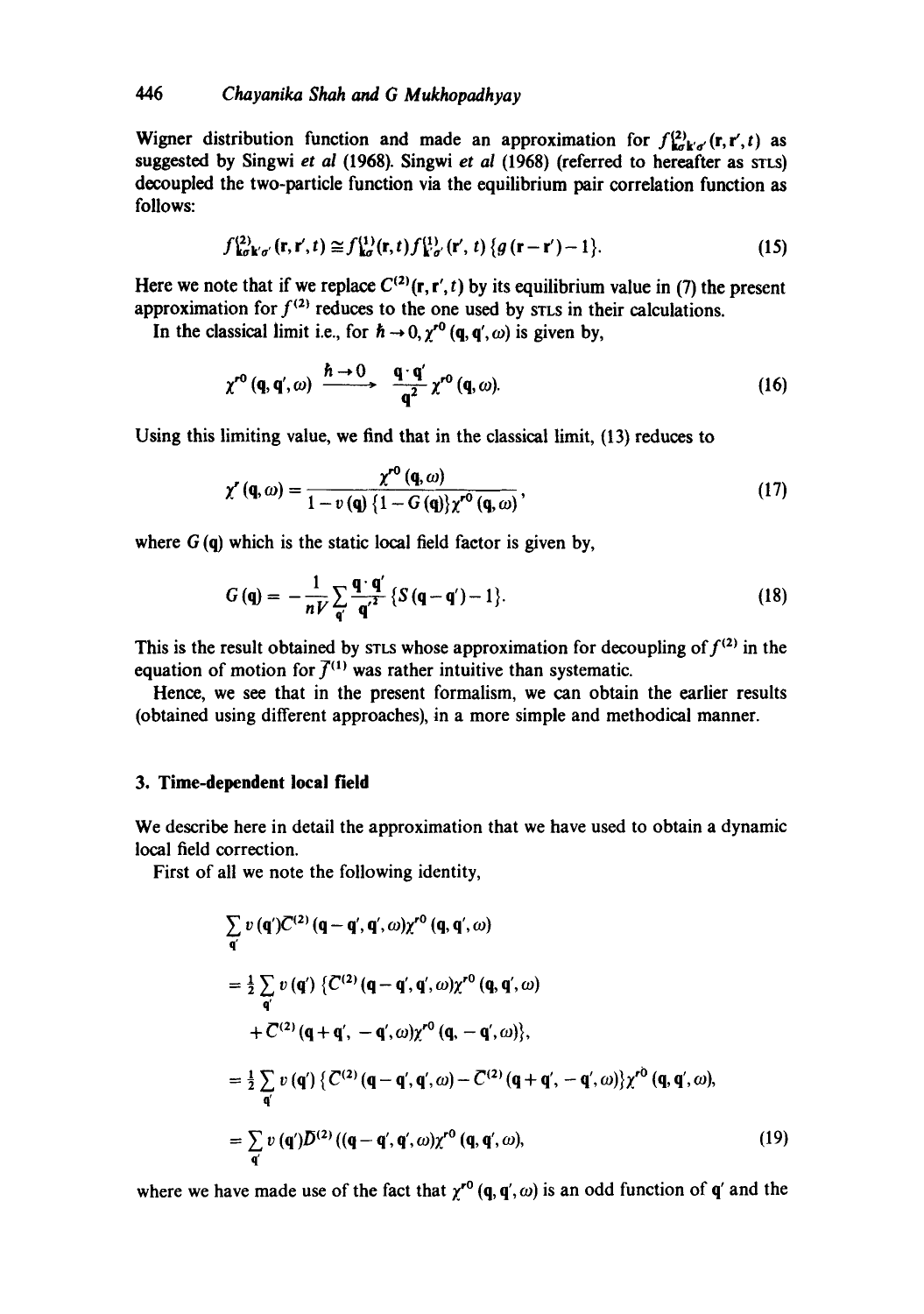Wigner distribution function and made an approximation for $f^{(2)}_{\mathbf{k}\sigma\mathbf{k}'\sigma'}(\mathbf{r},\mathbf{r}',t)$ as suggested by Singwi *et al* (1968). Singwi *et al* (1968) (referred to hereafter as STLS) decoupled the two-particle function via the equilibrium pair correlation function as follows:

$$f^{(2)}_{\mathbf{k}\sigma\mathbf{k}'\sigma'}(\mathbf{r},\mathbf{r}',t) \cong f^{(1)}_{\mathbf{k}\sigma}(\mathbf{r},t) f^{(1)}_{\mathbf{k}'\sigma'}(\mathbf{r}',t)\{g(\mathbf{r}-\mathbf{r}')-1\}. \tag{15}$$

Here we note that if we replace $C^{(2)}(\mathbf{r},\mathbf{r}',t)$ by its equilibrium value in (7) the present approximation for $f^{(2)}$ reduces to the one used by STLS in their calculations.

In the classical limit i.e., for $\hbar \to 0$, $\chi^{r0}(\mathbf{q},\mathbf{q}',\omega)$ is given by,

$$\chi^{r0}(\mathbf{q},\mathbf{q}',\omega) \xrightarrow{\hbar \to 0} \frac{\mathbf{q}\cdot\mathbf{q}'}{\mathbf{q}^2}\chi^{r0}(\mathbf{q},\omega). \tag{16}$$

Using this limiting value, we find that in the classical limit, (13) reduces to

$$\chi^{r}(\mathbf{q},\omega) = \frac{\chi^{r0}(\mathbf{q},\omega)}{1 - v(\mathbf{q})\{1-G(\mathbf{q})\}\chi^{r0}(\mathbf{q},\omega)}, \tag{17}$$

where $G(\mathbf{q})$ which is the static local field factor is given by,

$$G(\mathbf{q}) = -\frac{1}{nV}\sum_{\mathbf{q}'}\frac{\mathbf{q}\cdot\mathbf{q}'}{\mathbf{q}'^2}\{S(\mathbf{q}-\mathbf{q}')-1\}. \tag{18}$$

This is the result obtained by STLS whose approximation for decoupling of $f^{(2)}$ in the equation of motion for $\bar{f}^{(1)}$ was rather intuitive than systematic.

Hence, we see that in the present formalism, we can obtain the earlier results (obtained using different approaches), in a more simple and methodical manner.

## 3. Time-dependent local field

We describe here in detail the approximation that we have used to obtain a dynamic local field correction.

First of all we note the following identity,

$$\begin{aligned}
&\sum_{\mathbf{q}'} v(\mathbf{q}')\bar{C}^{(2)}(\mathbf{q}-\mathbf{q}',\mathbf{q}',\omega)\chi^{r0}(\mathbf{q},\mathbf{q}',\omega) \\
&= \tfrac{1}{2}\sum_{\mathbf{q}'} v(\mathbf{q}')\{\bar{C}^{(2)}(\mathbf{q}-\mathbf{q}',\mathbf{q}',\omega)\chi^{r0}(\mathbf{q},\mathbf{q}',\omega) \\
&\quad + \bar{C}^{(2)}(\mathbf{q}+\mathbf{q}',-\mathbf{q}',\omega)\chi^{r0}(\mathbf{q},-\mathbf{q}',\omega)\}, \\
&= \tfrac{1}{2}\sum_{\mathbf{q}'} v(\mathbf{q}')\{\bar{C}^{(2)}(\mathbf{q}-\mathbf{q}',\mathbf{q}',\omega) - \bar{C}^{(2)}(\mathbf{q}+\mathbf{q}',-\mathbf{q}',\omega)\}\chi^{r0}(\mathbf{q},\mathbf{q}',\omega), \\
&= \sum_{\mathbf{q}'} v(\mathbf{q}')\bar{D}^{(2)}((\mathbf{q}-\mathbf{q}',\mathbf{q}',\omega)\chi^{r0}(\mathbf{q},\mathbf{q}',\omega),
\end{aligned} \tag{19}$$

where we have made use of the fact that $\chi^{r0}(\mathbf{q},\mathbf{q}',\omega)$ is an odd function of $\mathbf{q}'$ and the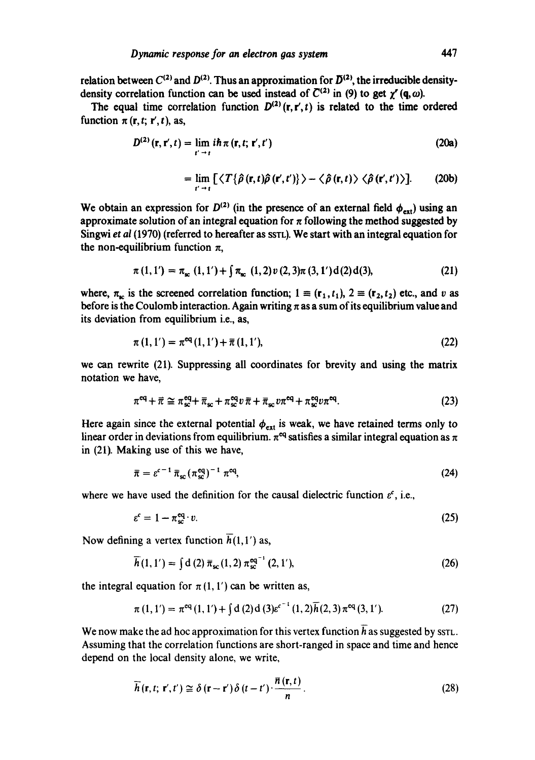relation between $C^{(2)}$ and $D^{(2)}$. Thus an approximation for $\bar{D}^{(2)}$, the irreducible density-density correlation function can be used instead of $\bar{C}^{(2)}$ in (9) to get $\chi^{r}(\mathbf{q},\omega)$.

The equal time correlation function $D^{(2)}(\mathbf{r},\mathbf{r}',t)$ is related to the time ordered function $\pi(\mathbf{r},t;\mathbf{r}',t)$, as,

$$D^{(2)}(\mathbf{r},\mathbf{r}',t) = \lim_{t'\to t} i\hbar\,\pi(\mathbf{r},t;\mathbf{r}',t') \tag{20a}$$

$$= \lim_{t'\to t} \left[\langle T\{\hat{\rho}(\mathbf{r},t)\hat{\rho}(\mathbf{r}',t')\}\rangle - \langle \hat{\rho}(\mathbf{r},t)\rangle\langle \hat{\rho}(\mathbf{r}',t')\rangle\right]. \tag{20b}$$

We obtain an expression for $D^{(2)}$ (in the presence of an external field $\phi_{\text{ext}}$) using an approximate solution of an integral equation for $\pi$ following the method suggested by Singwi *et al* (1970) (referred to hereafter as SSTL). We start with an integral equation for the non-equilibrium function $\pi$,

$$\pi(1,1') = \pi_{\text{sc}}(1,1') + \int \pi_{\text{sc}}(1,2)\,v(2,3)\,\pi(3,1')\,\text{d}(2)\,\text{d}(3), \tag{21}$$

where, $\pi_{\text{sc}}$ is the screened correlation function; $1 \equiv (\mathbf{r}_1, t_1)$, $2 \equiv (\mathbf{r}_2, t_2)$ etc., and $v$ as before is the Coulomb interaction. Again writing $\pi$ as a sum of its equilibrium value and its deviation from equilibrium i.e., as,

$$\pi(1,1') = \pi^{\text{eq}}(1,1') + \bar{\pi}(1,1'), \tag{22}$$

we can rewrite (21). Suppressing all coordinates for brevity and using the matrix notation we have,

$$\pi^{\text{eq}} + \bar{\pi} \cong \pi_{\text{sc}}^{\text{eq}} + \bar{\pi}_{\text{sc}} + \pi_{\text{sc}}^{\text{eq}} v\,\bar{\pi} + \bar{\pi}_{\text{sc}} v\,\pi^{\text{eq}} + \pi_{\text{sc}}^{\text{eq}} v\,\pi^{\text{eq}}. \tag{23}$$

Here again since the external potential $\phi_{\text{ext}}$ is weak, we have retained terms only to linear order in deviations from equilibrium. $\pi^{\text{eq}}$ satisfies a similar integral equation as $\pi$ in (21). Making use of this we have,

$$\bar{\pi} = \varepsilon^{c^{-1}}\,\bar{\pi}_{\text{sc}}(\pi_{\text{sc}}^{\text{eq}})^{-1}\,\pi^{\text{eq}}, \tag{24}$$

where we have used the definition for the causal dielectric function $\varepsilon^{c}$, i.e.,

$$\varepsilon^{c} = 1 - \pi_{\text{sc}}^{\text{eq}} \cdot v. \tag{25}$$

Now defining a vertex function $\bar{h}(1,1')$ as,

$$\bar{h}(1,1') = \int \text{d}(2)\,\bar{\pi}_{\text{sc}}(1,2)\,\pi_{\text{sc}}^{\text{eq}^{-1}}(2,1'), \tag{26}$$

the integral equation for $\pi(1,1')$ can be written as,

$$\pi(1,1') = \pi^{\text{eq}}(1,1') + \int \text{d}(2)\,\text{d}(3)\,\varepsilon^{c^{-1}}(1,2)\,\bar{h}(2,3)\,\pi^{\text{eq}}(3,1'). \tag{27}$$

We now make the ad hoc approximation for this vertex function $\bar{h}$ as suggested by SSTL. Assuming that the correlation functions are short-ranged in space and time and hence depend on the local density alone, we write,

$$\bar{h}(\mathbf{r},t;\mathbf{r}',t') \cong \delta(\mathbf{r}-\mathbf{r}')\,\delta(t-t') \cdot \frac{\bar{n}(\mathbf{r},t)}{n}. \tag{28}$$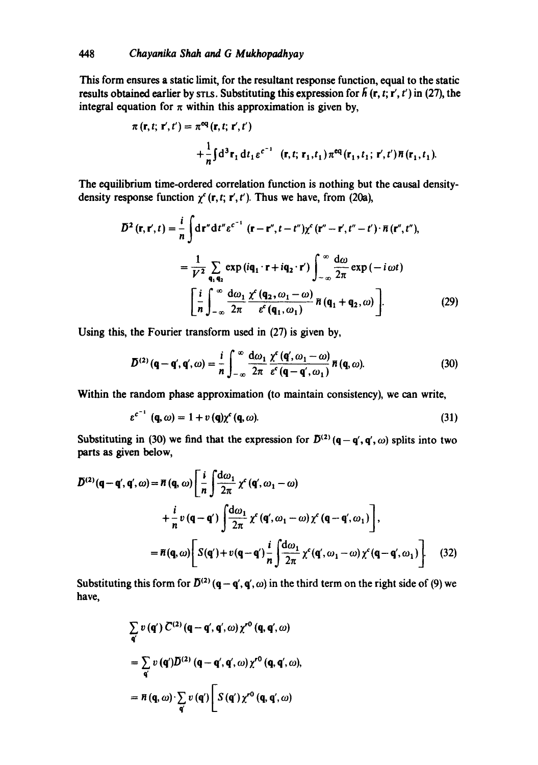This form ensures a static limit, for the resultant response function, equal to the static results obtained earlier by STLS. Substituting this expression for $\bar{h}(\mathbf{r}, t; \mathbf{r}', t')$ in (27), the integral equation for $\pi$ within this approximation is given by,

$$\pi(\mathbf{r}, t; \mathbf{r}', t') = \pi^{\text{eq}}(\mathbf{r}, t; \mathbf{r}', t')$$

$$+ \frac{1}{n}\int d^3\mathbf{r}_1\, dt_1\, \varepsilon^{c^{-1}}\ \ (\mathbf{r}, t; \mathbf{r}_1, t_1)\, \pi^{\text{eq}}(\mathbf{r}_1, t_1; \mathbf{r}', t')\, \bar{n}(\mathbf{r}_1, t_1).$$

The equilibrium time-ordered correlation function is nothing but the causal density-density response function $\chi^c(\mathbf{r}, t; \mathbf{r}', t')$. Thus we have, from (20a),

$$\bar{D}^2(\mathbf{r}, \mathbf{r}', t) = \frac{i}{n}\int d\mathbf{r}''\, dt''\, \varepsilon^{c^{-1}}(\mathbf{r} - \mathbf{r}'', t - t'')\, \chi^c(\mathbf{r}'' - \mathbf{r}', t'' - t') \cdot \bar{n}(\mathbf{r}'', t''),$$

$$= \frac{1}{V^2}\sum_{\mathbf{q}_1, \mathbf{q}_2} \exp(i\mathbf{q}_1 \cdot \mathbf{r} + i\mathbf{q}_2 \cdot \mathbf{r}') \int_{-\infty}^{\infty} \frac{d\omega}{2\pi} \exp(-i\omega t)$$

$$\left[\frac{i}{n}\int_{-\infty}^{\infty} \frac{d\omega_1}{2\pi} \frac{\chi^c(\mathbf{q}_2, \omega_1 - \omega)}{\varepsilon^c(\mathbf{q}_1, \omega_1)}\, \bar{n}(\mathbf{q}_1 + \mathbf{q}_2, \omega)\right]. \tag{29}$$

Using this, the Fourier transform used in (27) is given by,

$$\bar{D}^{(2)}(\mathbf{q} - \mathbf{q}', \mathbf{q}', \omega) = \frac{i}{n}\int_{-\infty}^{\infty} \frac{d\omega_1}{2\pi} \frac{\chi^c(\mathbf{q}', \omega_1 - \omega)}{\varepsilon^c(\mathbf{q} - \mathbf{q}', \omega_1)}\, \bar{n}(\mathbf{q}, \omega). \tag{30}$$

Within the random phase approximation (to maintain consistency), we can write,

$$\varepsilon^{c^{-1}}(\mathbf{q}, \omega) = 1 + v(\mathbf{q})\chi^c(\mathbf{q}, \omega). \tag{31}$$

Substituting in (30) we find that the expression for $\bar{D}^{(2)}(\mathbf{q} - \mathbf{q}', \mathbf{q}', \omega)$ splits into two parts as given below,

$$\bar{D}^{(2)}(\mathbf{q} - \mathbf{q}', \mathbf{q}', \omega) = \bar{n}(\mathbf{q}, \omega)\left[\frac{i}{n}\int \frac{d\omega_1}{2\pi} \chi^c(\mathbf{q}', \omega_1 - \omega)\right.$$

$$\left. + \frac{i}{n} v(\mathbf{q} - \mathbf{q}') \int \frac{d\omega_1}{2\pi} \chi^c(\mathbf{q}', \omega_1 - \omega)\, \chi^c(\mathbf{q} - \mathbf{q}', \omega_1)\right],$$

$$= \bar{n}(\mathbf{q}, \omega)\left[S(\mathbf{q}') + v(\mathbf{q} - \mathbf{q}')\frac{i}{n}\int \frac{d\omega_1}{2\pi} \chi^c(\mathbf{q}', \omega_1 - \omega)\, \chi^c(\mathbf{q} - \mathbf{q}', \omega_1)\right]. \tag{32}$$

Substituting this form for $\bar{D}^{(2)}(\mathbf{q} - \mathbf{q}', \mathbf{q}', \omega)$ in the third term on the right side of (9) we have,

$$\sum_{\mathbf{q}'} v(\mathbf{q}')\, \bar{C}^{(2)}(\mathbf{q} - \mathbf{q}', \mathbf{q}', \omega)\, \chi^{r0}(\mathbf{q}, \mathbf{q}', \omega)$$

$$= \sum_{\mathbf{q}'} v(\mathbf{q}')\, \bar{D}^{(2)}(\mathbf{q} - \mathbf{q}', \mathbf{q}', \omega)\, \chi^{r0}(\mathbf{q}, \mathbf{q}', \omega),$$

$$= \bar{n}(\mathbf{q}, \omega) \cdot \sum_{\mathbf{q}'} v(\mathbf{q}')\left[S(\mathbf{q}')\, \chi^{r0}(\mathbf{q}, \mathbf{q}', \omega)\right.$$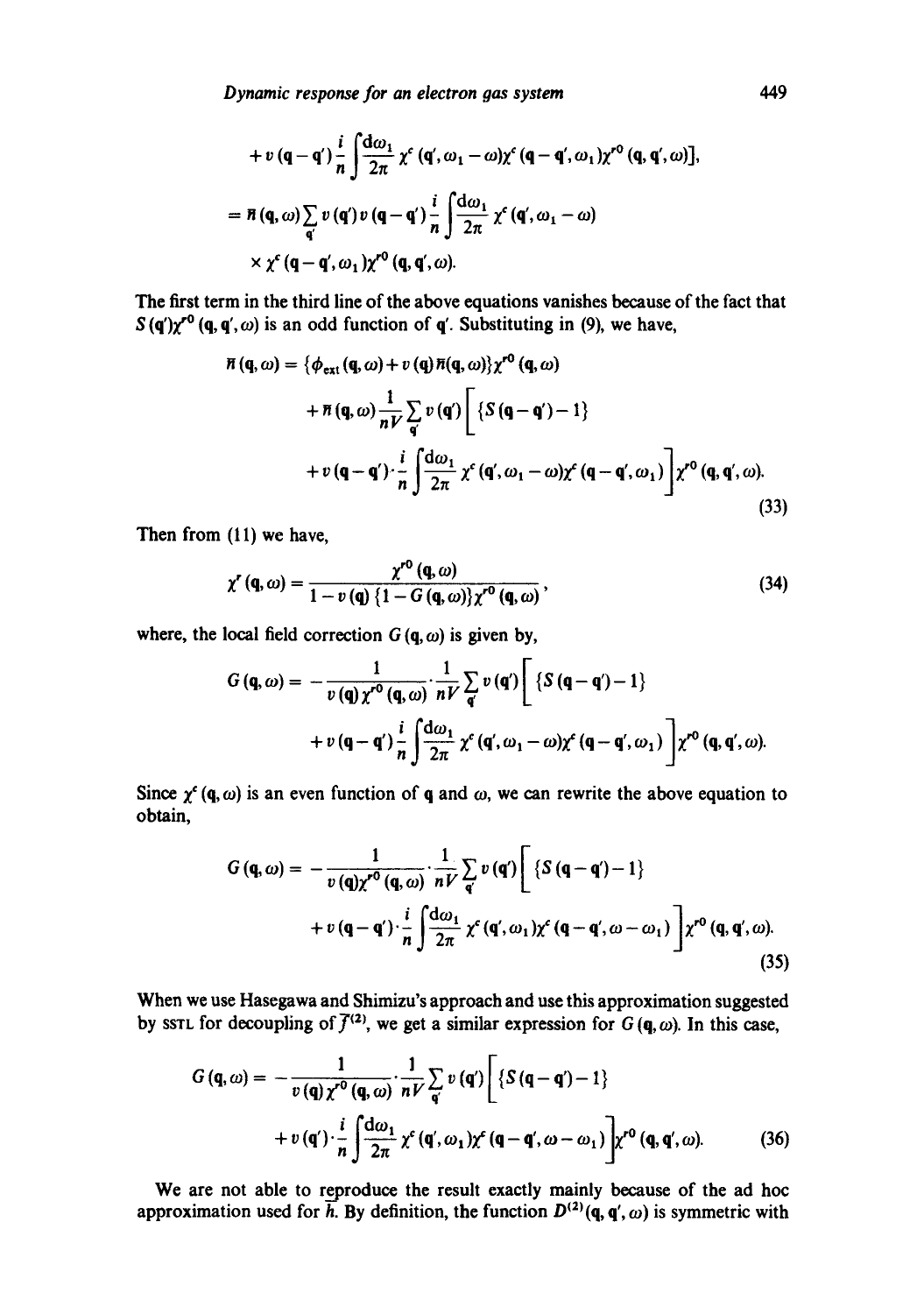$$+ v(\mathbf{q}-\mathbf{q}')\frac{i}{n}\int\frac{d\omega_1}{2\pi}\chi^c(\mathbf{q}',\omega_1-\omega)\chi^c(\mathbf{q}-\mathbf{q}',\omega_1)\chi^{r0}(\mathbf{q},\mathbf{q}',\omega)],$$

$$= \bar{n}(\mathbf{q},\omega)\sum_{\mathbf{q}'} v(\mathbf{q}')v(\mathbf{q}-\mathbf{q}')\frac{i}{n}\int\frac{d\omega_1}{2\pi}\chi^c(\mathbf{q}',\omega_1-\omega)$$
$$\times\chi^c(\mathbf{q}-\mathbf{q}',\omega_1)\chi^{r0}(\mathbf{q},\mathbf{q}',\omega).$$

The first term in the third line of the above equations vanishes because of the fact that $S(\mathbf{q}')\chi^{r0}(\mathbf{q},\mathbf{q}',\omega)$ is an odd function of $\mathbf{q}'$. Substituting in (9), we have,

$$\bar{n}(\mathbf{q},\omega) = \{\phi_{\text{ext}}(\mathbf{q},\omega) + v(\mathbf{q})\bar{n}(\mathbf{q},\omega)\}\chi^{r0}(\mathbf{q},\omega)$$
$$+ \bar{n}(\mathbf{q},\omega)\frac{1}{nV}\sum_{\mathbf{q}'} v(\mathbf{q}')\Big[\{S(\mathbf{q}-\mathbf{q}')-1\}$$
$$+ v(\mathbf{q}-\mathbf{q}')\cdot\frac{i}{n}\int\frac{d\omega_1}{2\pi}\chi^c(\mathbf{q}',\omega_1-\omega)\chi^c(\mathbf{q}-\mathbf{q}',\omega_1)\Big]\chi^{r0}(\mathbf{q},\mathbf{q}',\omega). \tag{33}$$

Then from (11) we have,

$$\chi^r(\mathbf{q},\omega) = \frac{\chi^{r0}(\mathbf{q},\omega)}{1 - v(\mathbf{q})\{1 - G(\mathbf{q},\omega)\}\chi^{r0}(\mathbf{q},\omega)}, \tag{34}$$

where, the local field correction $G(\mathbf{q},\omega)$ is given by,

$$G(\mathbf{q},\omega) = -\frac{1}{v(\mathbf{q})\chi^{r0}(\mathbf{q},\omega)}\cdot\frac{1}{nV}\sum_{\mathbf{q}'} v(\mathbf{q}')\Big[\{S(\mathbf{q}-\mathbf{q}')-1\}$$
$$+ v(\mathbf{q}-\mathbf{q}')\frac{i}{n}\int\frac{d\omega_1}{2\pi}\chi^c(\mathbf{q}',\omega_1-\omega)\chi^c(\mathbf{q}-\mathbf{q}',\omega_1)\Big]\chi^{r0}(\mathbf{q},\mathbf{q}',\omega).$$

Since $\chi^c(\mathbf{q},\omega)$ is an even function of $\mathbf{q}$ and $\omega$, we can rewrite the above equation to obtain,

$$G(\mathbf{q},\omega) = -\frac{1}{v(\mathbf{q})\chi^{r0}(\mathbf{q},\omega)}\cdot\frac{1}{nV}\sum_{\mathbf{q}'} v(\mathbf{q}')\Big[\{S(\mathbf{q}-\mathbf{q}')-1\}$$
$$+ v(\mathbf{q}-\mathbf{q}')\cdot\frac{i}{n}\int\frac{d\omega_1}{2\pi}\chi^c(\mathbf{q}',\omega_1)\chi^c(\mathbf{q}-\mathbf{q}',\omega-\omega_1)\Big]\chi^{r0}(\mathbf{q},\mathbf{q}',\omega). \tag{35}$$

When we use Hasegawa and Shimizu's approach and use this approximation suggested by SSTL for decoupling of $\bar{f}^{(2)}$, we get a similar expression for $G(\mathbf{q},\omega)$. In this case,

$$G(\mathbf{q},\omega) = -\frac{1}{v(\mathbf{q})\chi^{r0}(\mathbf{q},\omega)}\cdot\frac{1}{nV}\sum_{\mathbf{q}'} v(\mathbf{q}')\Big[\{S(\mathbf{q}-\mathbf{q}')-1\}$$
$$+ v(\mathbf{q}')\cdot\frac{i}{n}\int\frac{d\omega_1}{2\pi}\chi^c(\mathbf{q}',\omega_1)\chi^c(\mathbf{q}-\mathbf{q}',\omega-\omega_1)\Big]\chi^{r0}(\mathbf{q},\mathbf{q}',\omega). \tag{36}$$

We are not able to reproduce the result exactly mainly because of the ad hoc approximation used for $\bar{h}$. By definition, the function $D^{(2)}(\mathbf{q},\mathbf{q}',\omega)$ is symmetric with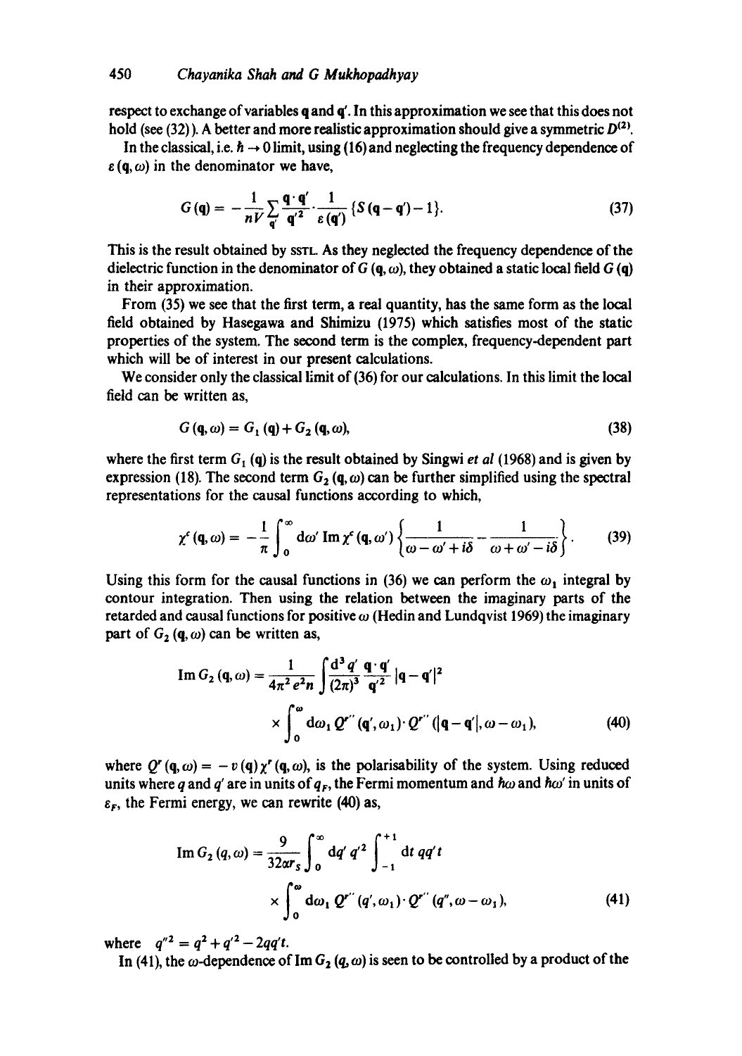respect to exchange of variables $\mathbf{q}$ and $\mathbf{q}'$. In this approximation we see that this does not hold (see (32)). A better and more realistic approximation should give a symmetric $D^{(2)}$.

In the classical, i.e. $\hbar \rightarrow 0$ limit, using (16) and neglecting the frequency dependence of $\varepsilon(\mathbf{q}, \omega)$ in the denominator we have,

$$G(\mathbf{q}) = -\frac{1}{nV}\sum_{\mathbf{q}'}\frac{\mathbf{q}\cdot\mathbf{q}'}{\mathbf{q}'^2}\cdot\frac{1}{\varepsilon(\mathbf{q}')}\{S(\mathbf{q}-\mathbf{q}')-1\}. \tag{37}$$

This is the result obtained by SSTL. As they neglected the frequency dependence of the dielectric function in the denominator of $G(\mathbf{q}, \omega)$, they obtained a static local field $G(\mathbf{q})$ in their approximation.

From (35) we see that the first term, a real quantity, has the same form as the local field obtained by Hasegawa and Shimizu (1975) which satisfies most of the static properties of the system. The second term is the complex, frequency-dependent part which will be of interest in our present calculations.

We consider only the classical limit of (36) for our calculations. In this limit the local field can be written as,

$$G(\mathbf{q}, \omega) = G_1(\mathbf{q}) + G_2(\mathbf{q}, \omega), \tag{38}$$

where the first term $G_1(\mathbf{q})$ is the result obtained by Singwi *et al* (1968) and is given by expression (18). The second term $G_2(\mathbf{q}, \omega)$ can be further simplified using the spectral representations for the causal functions according to which,

$$\chi^c(\mathbf{q}, \omega) = -\frac{1}{\pi}\int_0^\infty d\omega' \operatorname{Im}\chi^c(\mathbf{q}, \omega')\left\{\frac{1}{\omega-\omega'+i\delta} - \frac{1}{\omega+\omega'-i\delta}\right\}. \tag{39}$$

Using this form for the causal functions in (36) we can perform the $\omega_1$ integral by contour integration. Then using the relation between the imaginary parts of the retarded and causal functions for positive $\omega$ (Hedin and Lundqvist 1969) the imaginary part of $G_2(\mathbf{q}, \omega)$ can be written as,

$$\operatorname{Im} G_2(\mathbf{q}, \omega) = \frac{1}{4\pi^2 e^2 n}\int\frac{d^3q'}{(2\pi)^3}\frac{\mathbf{q}\cdot\mathbf{q}'}{\mathbf{q}'^2}|\mathbf{q}-\mathbf{q}'|^2$$
$$\times\int_0^\omega d\omega_1\, Q^{r''}(\mathbf{q}', \omega_1)\cdot Q^{r''}(|\mathbf{q}-\mathbf{q}'|, \omega-\omega_1), \tag{40}$$

where $Q^r(\mathbf{q}, \omega) = -v(\mathbf{q})\chi^r(\mathbf{q}, \omega)$, is the polarisability of the system. Using reduced units where $q$ and $q'$ are in units of $q_F$, the Fermi momentum and $\hbar\omega$ and $\hbar\omega'$ in units of $\varepsilon_F$, the Fermi energy, we can rewrite (40) as,

$$\operatorname{Im} G_2(q, \omega) = \frac{9}{32\alpha r_s}\int_0^\infty dq'\, q'^2\int_{-1}^{+1} dt\, qq't$$
$$\times\int_0^\omega d\omega_1\, Q^{r''}(q', \omega_1)\cdot Q^{r''}(q'', \omega-\omega_1), \tag{41}$$

where $q''^2 = q^2 + q'^2 - 2qq't$.

In (41), the $\omega$-dependence of $\operatorname{Im} G_2(q, \omega)$ is seen to be controlled by a product of the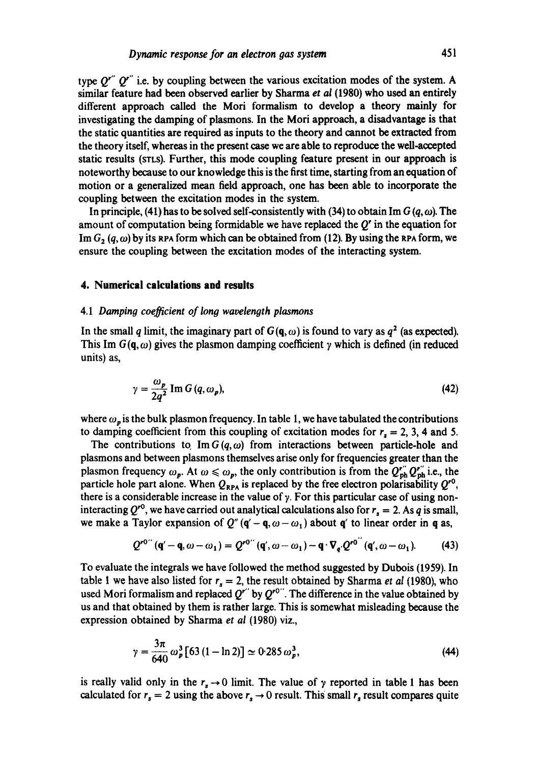type $Q^{r''}$ $Q^{r''}$ i.e. by coupling between the various excitation modes of the system. A similar feature had been observed earlier by Sharma *et al* (1980) who used an entirely different approach called the Mori formalism to develop a theory mainly for investigating the damping of plasmons. In the Mori approach, a disadvantage is that the static quantities are required as inputs to the theory and cannot be extracted from the theory itself, whereas in the present case we are able to reproduce the well-accepted static results (STLS). Further, this mode coupling feature present in our approach is noteworthy because to our knowledge this is the first time, starting from an equation of motion or a generalized mean field approach, one has been able to incorporate the coupling between the excitation modes in the system.

In principle, (41) has to be solved self-consistently with (34) to obtain $\text{Im}\, G(q, \omega)$. The amount of computation being formidable we have replaced the $Q^r$ in the equation for $\text{Im}\, G_2(q, \omega)$ by its RPA form which can be obtained from (12). By using the RPA form, we ensure the coupling between the excitation modes of the interacting system.

## 4. Numerical calculations and results

### 4.1 *Damping coefficient of long wavelength plasmons*

In the small $q$ limit, the imaginary part of $G(\mathbf{q}, \omega)$ is found to vary as $q^2$ (as expected). This $\text{Im}\, G(\mathbf{q}, \omega)$ gives the plasmon damping coefficient $\gamma$ which is defined (in reduced units) as,

$$\gamma = \frac{\omega_p}{2q^2} \text{Im}\, G(q, \omega_p), \tag{42}$$

where $\omega_p$ is the bulk plasmon frequency. In table 1, we have tabulated the contributions to damping coefficient from this coupling of excitation modes for $r_s = 2$, 3, 4 and 5.

The contributions to $\text{Im}\, G(q, \omega)$ from interactions between particle-hole and plasmons and between plasmons themselves arise only for frequencies greater than the plasmon frequency $\omega_p$. At $\omega \leqslant \omega_p$, the only contribution is from the $Q^{r''}_{\text{ph}} Q^{r''}_{\text{ph}}$ i.e., the particle hole part alone. When $Q_{\text{RPA}}$ is replaced by the free electron polarisability $Q^{r0}$, there is a considerable increase in the value of $\gamma$. For this particular case of using non-interacting $Q^{r0}$, we have carried out analytical calculations also for $r_s = 2$. As $q$ is small, we make a Taylor expansion of $Q''(\mathbf{q}' - \mathbf{q}, \omega - \omega_1)$ about $\mathbf{q}'$ to linear order in $\mathbf{q}$ as,

$$Q^{r0''}(\mathbf{q}' - \mathbf{q}, \omega - \omega_1) = Q^{r0''}(\mathbf{q}', \omega - \omega_1) - \mathbf{q} \cdot \nabla_{q'} Q^{r0''}(\mathbf{q}', \omega - \omega_1). \tag{43}$$

To evaluate the integrals we have followed the method suggested by Dubois (1959). In table 1 we have also listed for $r_s = 2$, the result obtained by Sharma *et al* (1980), who used Mori formalism and replaced $Q^{r''}$ by $Q^{r0''}$. The difference in the value obtained by us and that obtained by them is rather large. This is somewhat misleading because the expression obtained by Sharma *et al* (1980) viz.,

$$\gamma = \frac{3\pi}{640} \omega_p^3 [63(1 - \ln 2)] \simeq 0{\cdot}285\, \omega_p^3, \tag{44}$$

is really valid only in the $r_s \to 0$ limit. The value of $\gamma$ reported in table 1 has been calculated for $r_s = 2$ using the above $r_s \to 0$ result. This small $r_s$ result compares quite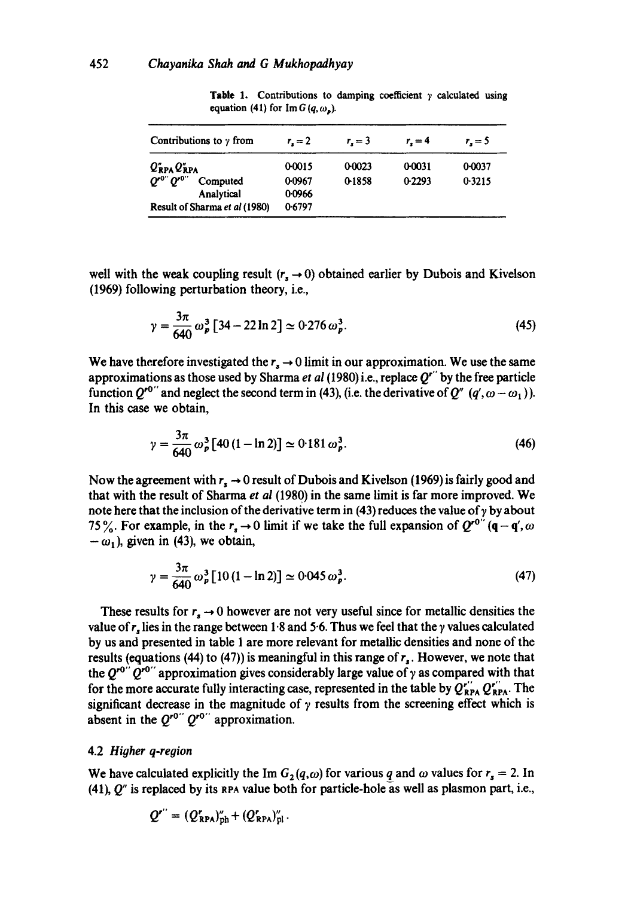Table 1. Contributions to damping coefficient $\gamma$ calculated using equation (41) for $\mathrm{Im}\, G(q, \omega_p)$.

| Contributions to $\gamma$ from | $r_s = 2$ | $r_s = 3$ | $r_s = 4$ | $r_s = 5$ |
|---|---|---|---|---|
| $Q''_{\mathrm{RPA}} Q''_{\mathrm{RPA}}$ | 0·0015 | 0·0023 | 0·0031 | 0·0037 |
| $Q^{r0''} Q^{r0''}$ Computed | 0·0967 | 0·1858 | 0·2293 | 0·3215 |
| Analytical | 0·0966 | | | |
| Result of Sharma *et al* (1980) | 0·6797 | | | |

well with the weak coupling result ($r_s \to 0$) obtained earlier by Dubois and Kivelson (1969) following perturbation theory, i.e.,

$$\gamma = \frac{3\pi}{640} \omega_p^3 [34 - 22 \ln 2] \simeq 0{\cdot}276\, \omega_p^3. \tag{45}$$

We have therefore investigated the $r_s \to 0$ limit in our approximation. We use the same approximations as those used by Sharma *et al* (1980) i.e., replace $Q^{r''}$ by the free particle function $Q^{r0''}$ and neglect the second term in (43), (i.e. the derivative of $Q''$ $(q', \omega - \omega_1)$). In this case we obtain,

$$\gamma = \frac{3\pi}{640} \omega_p^3 [40 (1 - \ln 2)] \simeq 0{\cdot}181\, \omega_p^3. \tag{46}$$

Now the agreement with $r_s \to 0$ result of Dubois and Kivelson (1969) is fairly good and that with the result of Sharma *et al* (1980) in the same limit is far more improved. We note here that the inclusion of the derivative term in (43) reduces the value of $\gamma$ by about 75%. For example, in the $r_s \to 0$ limit if we take the full expansion of $Q^{r0''}(\mathbf{q} - \mathbf{q}', \omega - \omega_1)$, given in (43), we obtain,

$$\gamma = \frac{3\pi}{640} \omega_p^3 [10 (1 - \ln 2)] \simeq 0{\cdot}045\, \omega_p^3. \tag{47}$$

These results for $r_s \to 0$ however are not very useful since for metallic densities the value of $r_s$ lies in the range between 1·8 and 5·6. Thus we feel that the $\gamma$ values calculated by us and presented in table 1 are more relevant for metallic densities and none of the results (equations (44) to (47)) is meaningful in this range of $r_s$. However, we note that the $Q^{r0''} Q^{r0''}$ approximation gives considerably large value of $\gamma$ as compared with that for the more accurate fully interacting case, represented in the table by $Q^{r''}_{\mathrm{RPA}} Q^{r''}_{\mathrm{RPA}}$. The significant decrease in the magnitude of $\gamma$ results from the screening effect which is absent in the $Q^{r0''} Q^{r0''}$ approximation.

### 4.2 Higher q-region

We have calculated explicitly the $\mathrm{Im}\, G_2(q, \omega)$ for various $q$ and $\omega$ values for $r_s = 2$. In (41), $Q''$ is replaced by its RPA value both for particle-hole as well as plasmon part, i.e.,

$$Q^{r''} = (Q^{r}_{\mathrm{RPA}})''_{\mathrm{ph}} + (Q^{r}_{\mathrm{RPA}})''_{\mathrm{pl}}.$$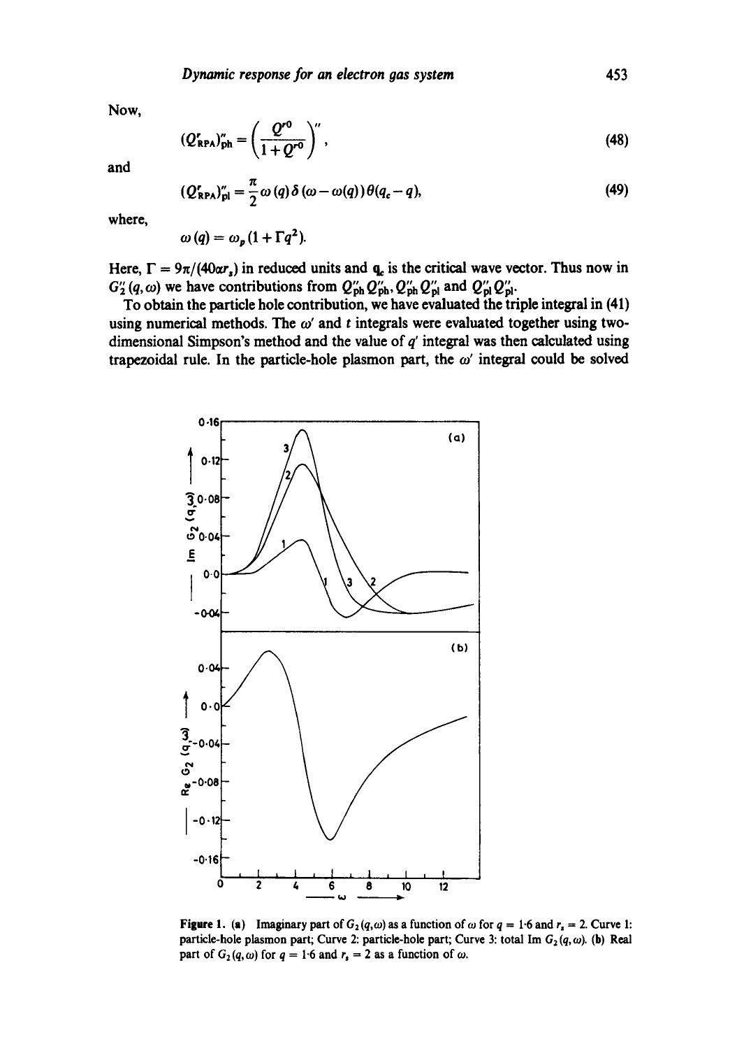Now,

$$(Q^{r}_{\text{RPA}})''_{\text{ph}} = \left(\frac{Q^{r0}}{1+Q^{r0}}\right)'', \tag{48}$$

and

$$(Q^{r}_{\text{RPA}})''_{\text{pl}} = \frac{\pi}{2}\,\omega(q)\,\delta(\omega - \omega(q))\,\theta(q_c - q), \tag{49}$$

where,

$$\omega(q) = \omega_p(1 + \Gamma q^2).$$

Here, $\Gamma = 9\pi/(40\alpha r_s)$ in reduced units and $q_c$ is the critical wave vector. Thus now in $G''_2(q,\omega)$ we have contributions from $Q''_{\text{ph}}Q''_{\text{ph}}$, $Q''_{\text{ph}}Q''_{\text{pl}}$ and $Q''_{\text{pl}}Q''_{\text{pl}}$.

To obtain the particle hole contribution, we have evaluated the triple integral in (41) using numerical methods. The $\omega'$ and $t$ integrals were evaluated together using two-dimensional Simpson's method and the value of $q'$ integral was then calculated using trapezoidal rule. In the particle-hole plasmon part, the $\omega'$ integral could be solved

**Figure 1.** (a) Imaginary part of $G_2(q,\omega)$ as a function of $\omega$ for $q = 1.6$ and $r_s = 2$. Curve 1: particle-hole plasmon part; Curve 2: particle-hole part; Curve 3: total Im $G_2(q,\omega)$. (b) Real part of $G_2(q,\omega)$ for $q = 1.6$ and $r_s = 2$ as a function of $\omega$.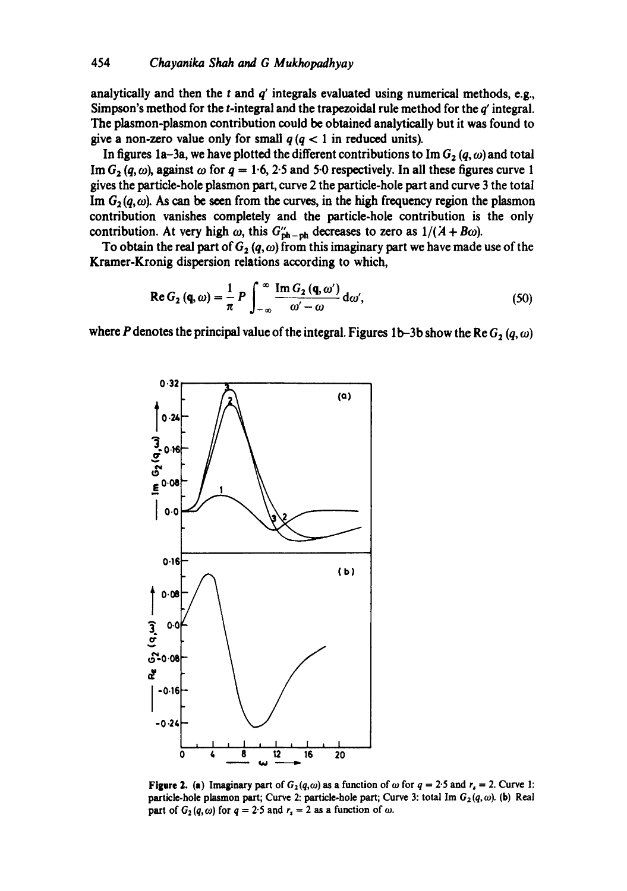analytically and then the $t$ and $q'$ integrals evaluated using numerical methods, e.g., Simpson's method for the $t$-integral and the trapezoidal rule method for the $q'$ integral. The plasmon-plasmon contribution could be obtained analytically but it was found to give a non-zero value only for small $q$ ($q < 1$ in reduced units).

In figures 1a–3a, we have plotted the different contributions to $\operatorname{Im} G_2(q, \omega)$ and total $\operatorname{Im} G_2(q, \omega)$, against $\omega$ for $q = 1{\cdot}6$, $2{\cdot}5$ and $5{\cdot}0$ respectively. In all these figures curve 1 gives the particle-hole plasmon part, curve 2 the particle-hole part and curve 3 the total $\operatorname{Im} G_2(q, \omega)$. As can be seen from the curves, in the high frequency region the plasmon contribution vanishes completely and the particle-hole contribution is the only contribution. At very high $\omega$, this $G''_{\text{ph-ph}}$ decreases to zero as $1/(A + B\omega)$.

To obtain the real part of $G_2(q, \omega)$ from this imaginary part we have made use of the Kramer-Kronig dispersion relations according to which,

$$\operatorname{Re} G_2(\mathbf{q}, \omega) = \frac{1}{\pi} P \int_{-\infty}^{\infty} \frac{\operatorname{Im} G_2(\mathbf{q}, \omega')}{\omega' - \omega} \, \mathrm{d}\omega', \tag{50}$$

where $P$ denotes the principal value of the integral. Figures 1b–3b show the $\operatorname{Re} G_2(q, \omega)$

**Figure 2.** (a) Imaginary part of $G_2(q, \omega)$ as a function of $\omega$ for $q = 2{\cdot}5$ and $r_s = 2$. Curve 1: particle-hole plasmon part; Curve 2: particle-hole part; Curve 3: total $\operatorname{Im} G_2(q, \omega)$. (b) Real part of $G_2(q, \omega)$ for $q = 2{\cdot}5$ and $r_s = 2$ as a function of $\omega$.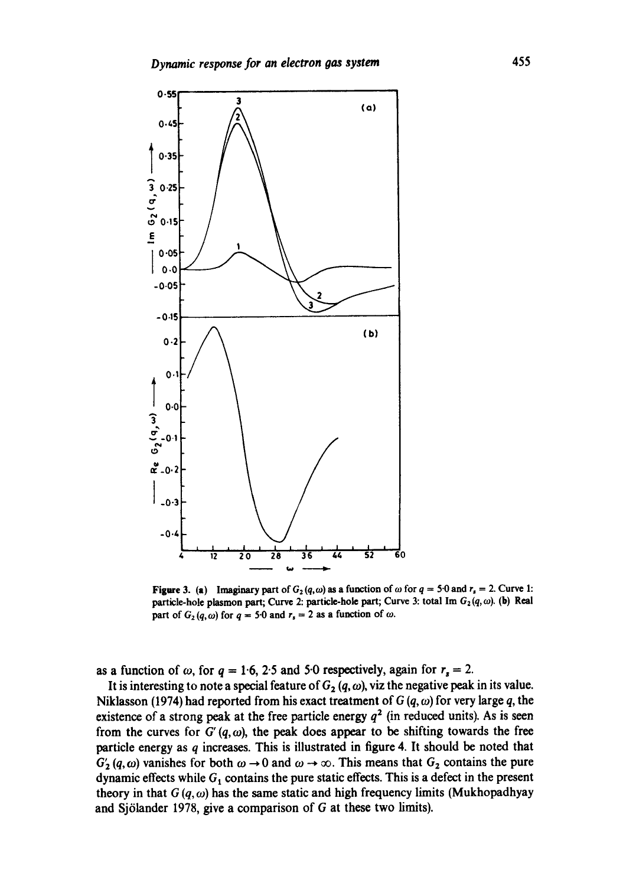**Figure 3.** (a) Imaginary part of $G_2(q,\omega)$ as a function of $\omega$ for $q = 5{\cdot}0$ and $r_s = 2$. Curve 1: particle-hole plasmon part; Curve 2: particle-hole part; Curve 3: total Im $G_2(q,\omega)$. (b) Real part of $G_2(q,\omega)$ for $q = 5{\cdot}0$ and $r_s = 2$ as a function of $\omega$.

as a function of $\omega$, for $q = 1{\cdot}6$, $2{\cdot}5$ and $5{\cdot}0$ respectively, again for $r_s = 2$.

It is interesting to note a special feature of $G_2(q,\omega)$, viz the negative peak in its value. Niklasson (1974) had reported from his exact treatment of $G(q,\omega)$ for very large $q$, the existence of a strong peak at the free particle energy $q^2$ (in reduced units). As is seen from the curves for $G'(q,\omega)$, the peak does appear to be shifting towards the free particle energy as $q$ increases. This is illustrated in figure 4. It should be noted that $G_2'(q,\omega)$ vanishes for both $\omega \to 0$ and $\omega \to \infty$. This means that $G_2$ contains the pure dynamic effects while $G_1$ contains the pure static effects. This is a defect in the present theory in that $G(q,\omega)$ has the same static and high frequency limits (Mukhopadhyay and Sjölander 1978, give a comparison of $G$ at these two limits).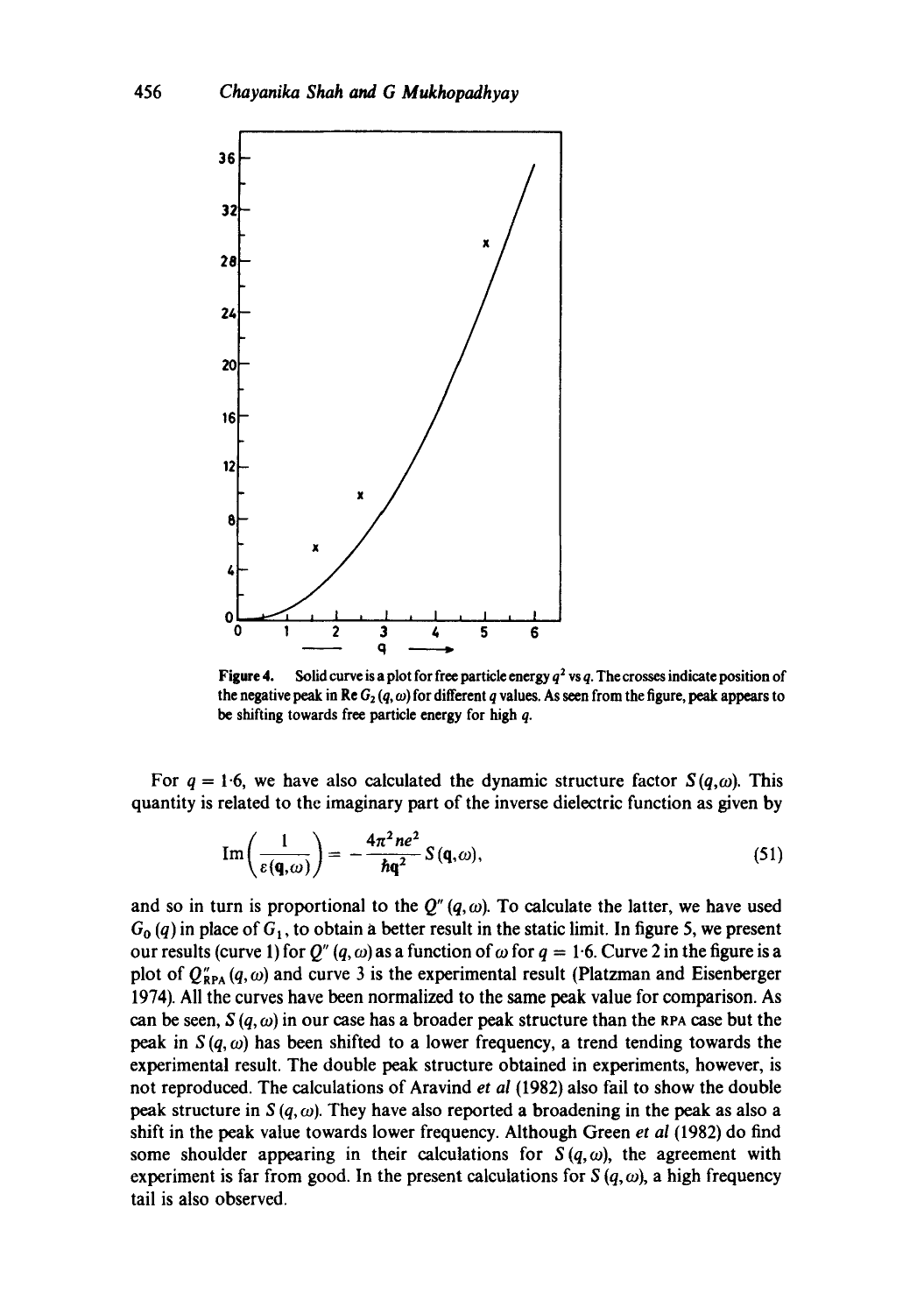**Figure 4.** Solid curve is a plot for free particle energy $q^2$ vs $q$. The crosses indicate position of the negative peak in Re $G_2(q, \omega)$ for different $q$ values. As seen from the figure, peak appears to be shifting towards free particle energy for high $q$.

For $q = 1{\cdot}6$, we have also calculated the dynamic structure factor $S(q,\omega)$. This quantity is related to the imaginary part of the inverse dielectric function as given by

$$\operatorname{Im}\left(\frac{1}{\varepsilon(\mathbf{q},\omega)}\right) = -\frac{4\pi^2 ne^2}{\hbar \mathbf{q}^2} S(\mathbf{q},\omega), \tag{51}$$

and so in turn is proportional to the $Q''(q,\omega)$. To calculate the latter, we have used $G_0(q)$ in place of $G_1$, to obtain a better result in the static limit. In figure 5, we present our results (curve 1) for $Q''(q,\omega)$ as a function of $\omega$ for $q = 1{\cdot}6$. Curve 2 in the figure is a plot of $Q''_{\text{RPA}}(q,\omega)$ and curve 3 is the experimental result (Platzman and Eisenberger 1974). All the curves have been normalized to the same peak value for comparison. As can be seen, $S(q,\omega)$ in our case has a broader peak structure than the RPA case but the peak in $S(q,\omega)$ has been shifted to a lower frequency, a trend tending towards the experimental result. The double peak structure obtained in experiments, however, is not reproduced. The calculations of Aravind *et al* (1982) also fail to show the double peak structure in $S(q,\omega)$. They have also reported a broadening in the peak as also a shift in the peak value towards lower frequency. Although Green *et al* (1982) do find some shoulder appearing in their calculations for $S(q,\omega)$, the agreement with experiment is far from good. In the present calculations for $S(q,\omega)$, a high frequency tail is also observed.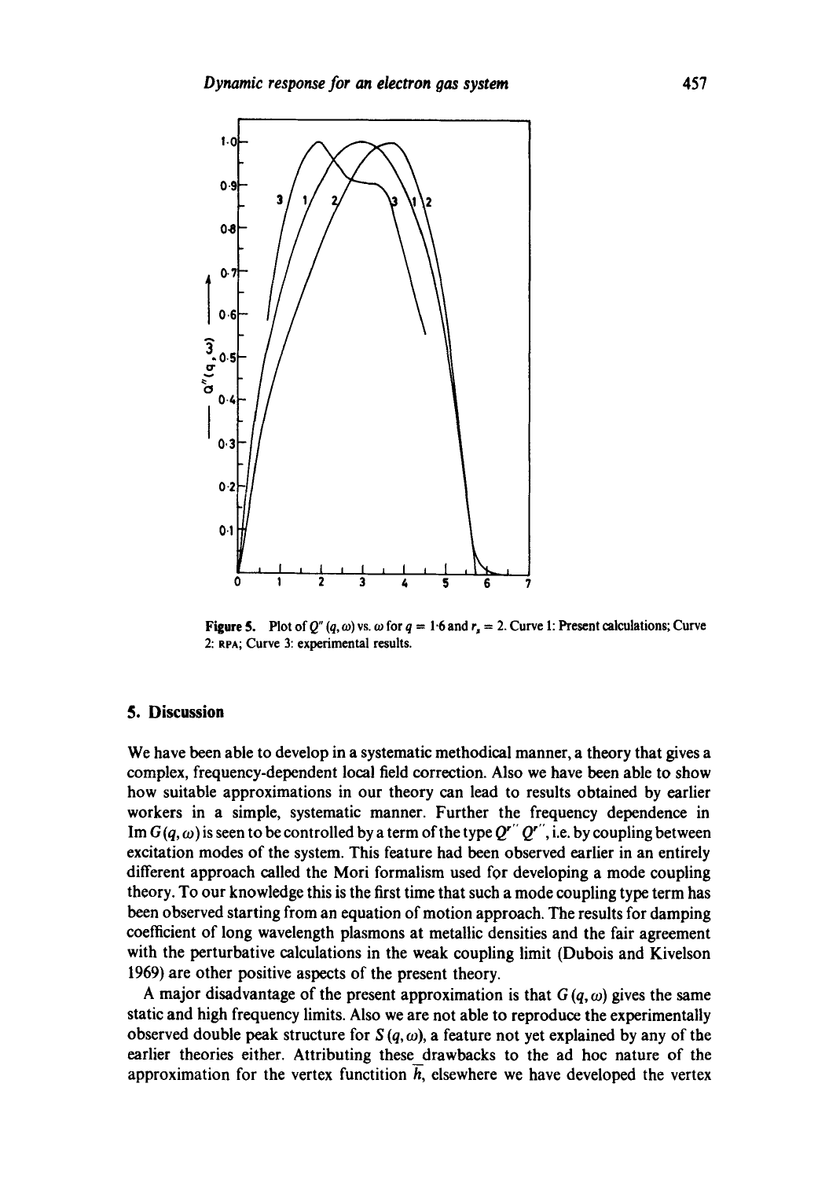Figure 5. Plot of $Q''(q, \omega)$ vs. $\omega$ for $q = 1{\cdot}6$ and $r_s = 2$. Curve 1: Present calculations; Curve 2: RPA; Curve 3: experimental results.

## 5. Discussion

We have been able to develop in a systematic methodical manner, a theory that gives a complex, frequency-dependent local field correction. Also we have been able to show how suitable approximations in our theory can lead to results obtained by earlier workers in a simple, systematic manner. Further the frequency dependence in $\mathrm{Im}\, G(q, \omega)$ is seen to be controlled by a term of the type $Q^{r''} Q^{r''}$, i.e. by coupling between excitation modes of the system. This feature had been observed earlier in an entirely different approach called the Mori formalism used for developing a mode coupling theory. To our knowledge this is the first time that such a mode coupling type term has been observed starting from an equation of motion approach. The results for damping coefficient of long wavelength plasmons at metallic densities and the fair agreement with the perturbative calculations in the weak coupling limit (Dubois and Kivelson 1969) are other positive aspects of the present theory.

A major disadvantage of the present approximation is that $G(q, \omega)$ gives the same static and high frequency limits. Also we are not able to reproduce the experimentally observed double peak structure for $S(q, \omega)$, a feature not yet explained by any of the earlier theories either. Attributing these drawbacks to the ad hoc nature of the approximation for the vertex functition $\bar{h}$, elsewhere we have developed the vertex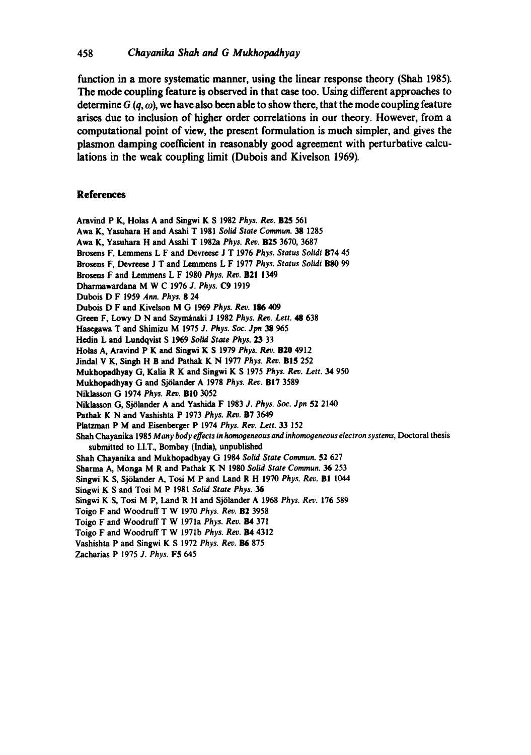function in a more systematic manner, using the linear response theory (Shah 1985). The mode coupling feature is observed in that case too. Using different approaches to determine $G(q, \omega)$, we have also been able to show there, that the mode coupling feature arises due to inclusion of higher order correlations in our theory. However, from a computational point of view, the present formulation is much simpler, and gives the plasmon damping coefficient in reasonably good agreement with perturbative calculations in the weak coupling limit (Dubois and Kivelson 1969).

## References

Aravind P K, Holas A and Singwi K S 1982 *Phys. Rev.* **B25** 561
Awa K, Yasuhara H and Asahi T 1981 *Solid State Commun.* **38** 1285
Awa K, Yasuhara H and Asahi T 1982a *Phys. Rev.* **B25** 3670, 3687
Brosens F, Lemmens L F and Devreese J T 1976 *Phys. Status Solidi* **B74** 45
Brosens F, Devreese J T and Lemmens L F 1977 *Phys. Status Solidi* **B80** 99
Brosens F and Lemmens L F 1980 *Phys. Rev.* **B21** 1349
Dharmawardana M W C 1976 *J. Phys.* **C9** 1919
Dubois D F 1959 *Ann. Phys.* **8** 24
Dubois D F and Kivelson M G 1969 *Phys. Rev.* **186** 409
Green F, Lowy D N and Szymánski J 1982 *Phys. Rev. Lett.* **48** 638
Hasegawa T and Shimizu M 1975 *J. Phys. Soc. Jpn* **38** 965
Hedin L and Lundqvist S 1969 *Solid State Phys.* **23** 33
Holas A, Aravind P K and Singwi K S 1979 *Phys. Rev.* **B20** 4912
Jindal V K, Singh H B and Pathak K N 1977 *Phys. Rev.* **B15** 252
Mukhopadhyay G, Kalia R K and Singwi K S 1975 *Phys. Rev. Lett.* **34** 950
Mukhopadhyay G and Sjölander A 1978 *Phys. Rev.* **B17** 3589
Niklasson G 1974 *Phys. Rev.* **B10** 3052
Niklasson G, Sjölander A and Yashida F 1983 *J. Phys. Soc. Jpn* **52** 2140
Pathak K N and Vashishta P 1973 *Phys. Rev.* **B7** 3649
Platzman P M and Eisenberger P 1974 *Phys. Rev. Lett.* **33** 152
Shah Chayanika 1985 *Many body effects in homogeneous and inhomogeneous electron systems*, Doctoral thesis submitted to I.I.T., Bombay (India), unpublished
Shah Chayanika and Mukhopadhyay G 1984 *Solid State Commun.* **52** 627
Sharma A, Monga M R and Pathak K N 1980 *Solid State Commun.* **36** 253
Singwi K S, Sjölander A, Tosi M P and Land R H 1970 *Phys. Rev.* **B1** 1044
Singwi K S and Tosi M P 1981 *Solid State Phys.* **36**
Singwi K S, Tosi M P, Land R H and Sjölander A 1968 *Phys. Rev.* **176** 589
Toigo F and Woodruff T W 1970 *Phys. Rev.* **B2** 3958
Toigo F and Woodruff T W 1971a *Phys. Rev.* **B4** 371
Toigo F and Woodruff T W 1971b *Phys. Rev.* **B4** 4312
Vashishta P and Singwi K S 1972 *Phys. Rev.* **B6** 875
Zacharias P 1975 *J. Phys.* **F5** 645